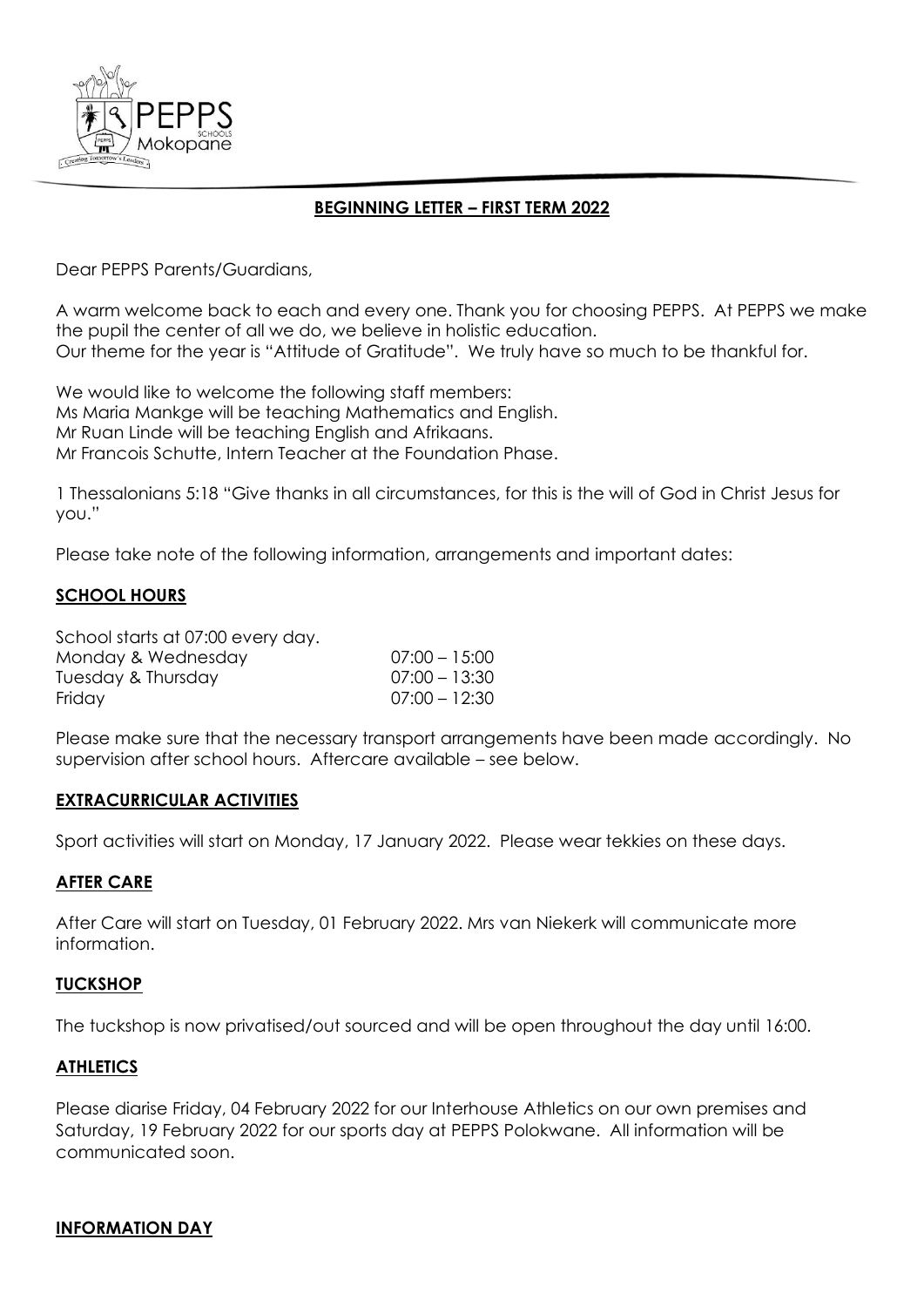## BEGINNING LETTER – FIRST TERM 2022

Dear PEPPS Parents/Guardians,

A warm welcome back to each and every one. Thank you for choosing PEPPS. At PEPPS we make the pupil the center of all we do, we believe in holistic education.
Our theme for the year is "Attitude of Gratitude". We truly have so much to be thankful for.

We would like to welcome the following staff members:
Ms Maria Mankge will be teaching Mathematics and English.
Mr Ruan Linde will be teaching English and Afrikaans.
Mr Francois Schutte, Intern Teacher at the Foundation Phase.

1 Thessalonians 5:18 "Give thanks in all circumstances, for this is the will of God in Christ Jesus for you."

Please take note of the following information, arrangements and important dates:

### SCHOOL HOURS

School starts at 07:00 every day.

| | |
|---|---|
| Monday & Wednesday | 07:00 – 15:00 |
| Tuesday & Thursday | 07:00 – 13:30 |
| Friday | 07:00 – 12:30 |

Please make sure that the necessary transport arrangements have been made accordingly. No supervision after school hours. Aftercare available – see below.

### EXTRACURRICULAR ACTIVITIES

Sport activities will start on Monday, 17 January 2022. Please wear tekkies on these days.

### AFTER CARE

After Care will start on Tuesday, 01 February 2022. Mrs van Niekerk will communicate more information.

### TUCKSHOP

The tuckshop is now privatised/out sourced and will be open throughout the day until 16:00.

### ATHLETICS

Please diarise Friday, 04 February 2022 for our Interhouse Athletics on our own premises and Saturday, 19 February 2022 for our sports day at PEPPS Polokwane. All information will be communicated soon.

### INFORMATION DAY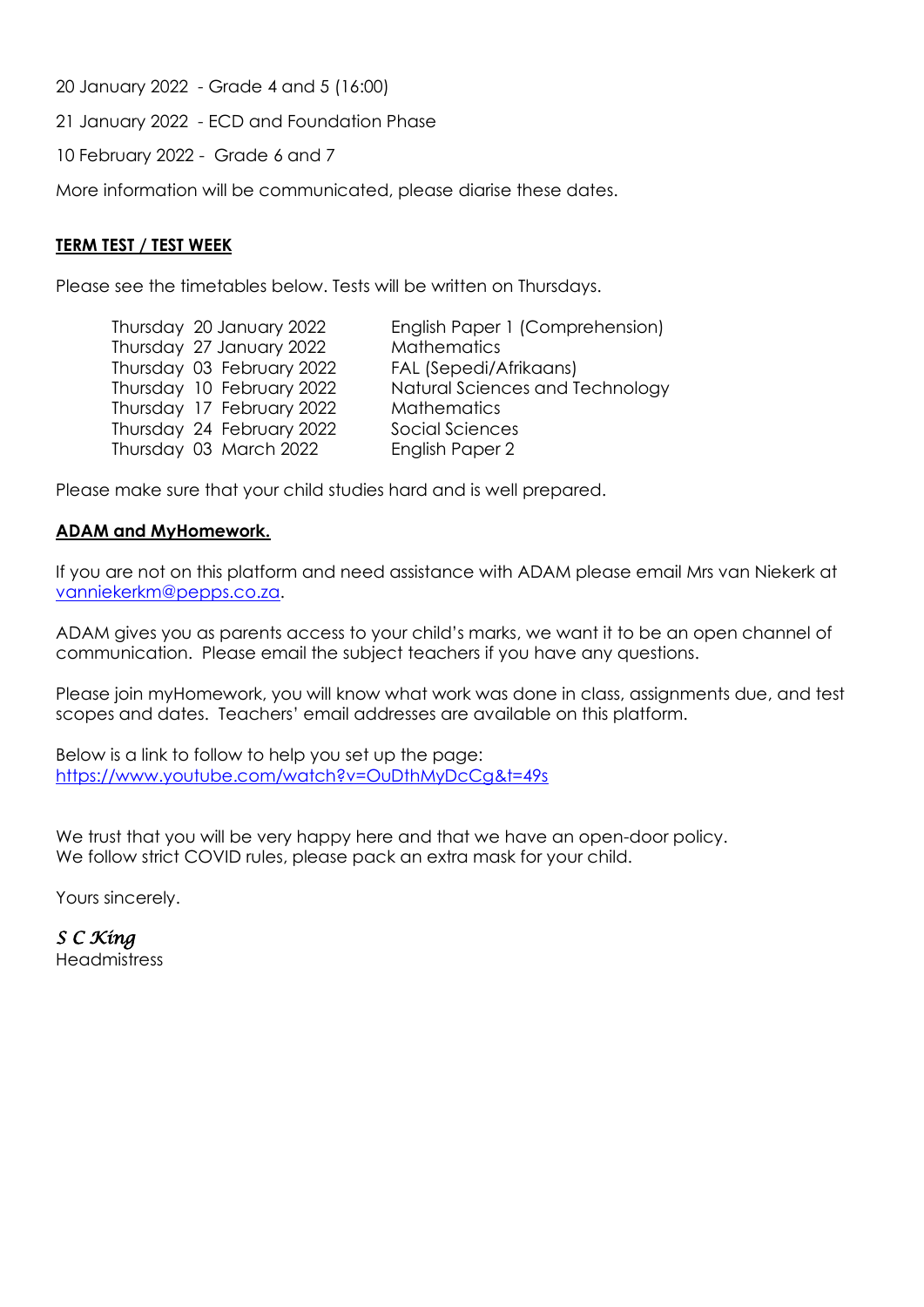20 January 2022 - Grade 4 and 5 (16:00)

21 January 2022 - ECD and Foundation Phase

10 February 2022 - Grade 6 and 7

More information will be communicated, please diarise these dates.

**TERM TEST / TEST WEEK**

Please see the timetables below. Tests will be written on Thursdays.

| | |
|---|---|
| Thursday 20 January 2022 | English Paper 1 (Comprehension) |
| Thursday 27 January 2022 | Mathematics |
| Thursday 03 February 2022 | FAL (Sepedi/Afrikaans) |
| Thursday 10 February 2022 | Natural Sciences and Technology |
| Thursday 17 February 2022 | Mathematics |
| Thursday 24 February 2022 | Social Sciences |
| Thursday 03 March 2022 | English Paper 2 |

Please make sure that your child studies hard and is well prepared.

**ADAM and MyHomework.**

If you are not on this platform and need assistance with ADAM please email Mrs van Niekerk at vanniekerkm@pepps.co.za.

ADAM gives you as parents access to your child's marks, we want it to be an open channel of communication. Please email the subject teachers if you have any questions.

Please join myHomework, you will know what work was done in class, assignments due, and test scopes and dates. Teachers' email addresses are available on this platform.

Below is a link to follow to help you set up the page:
https://www.youtube.com/watch?v=OuDthMyDcCg&t=49s

We trust that you will be very happy here and that we have an open-door policy.
We follow strict COVID rules, please pack an extra mask for your child.

Yours sincerely.

*S C King*
Headmistress